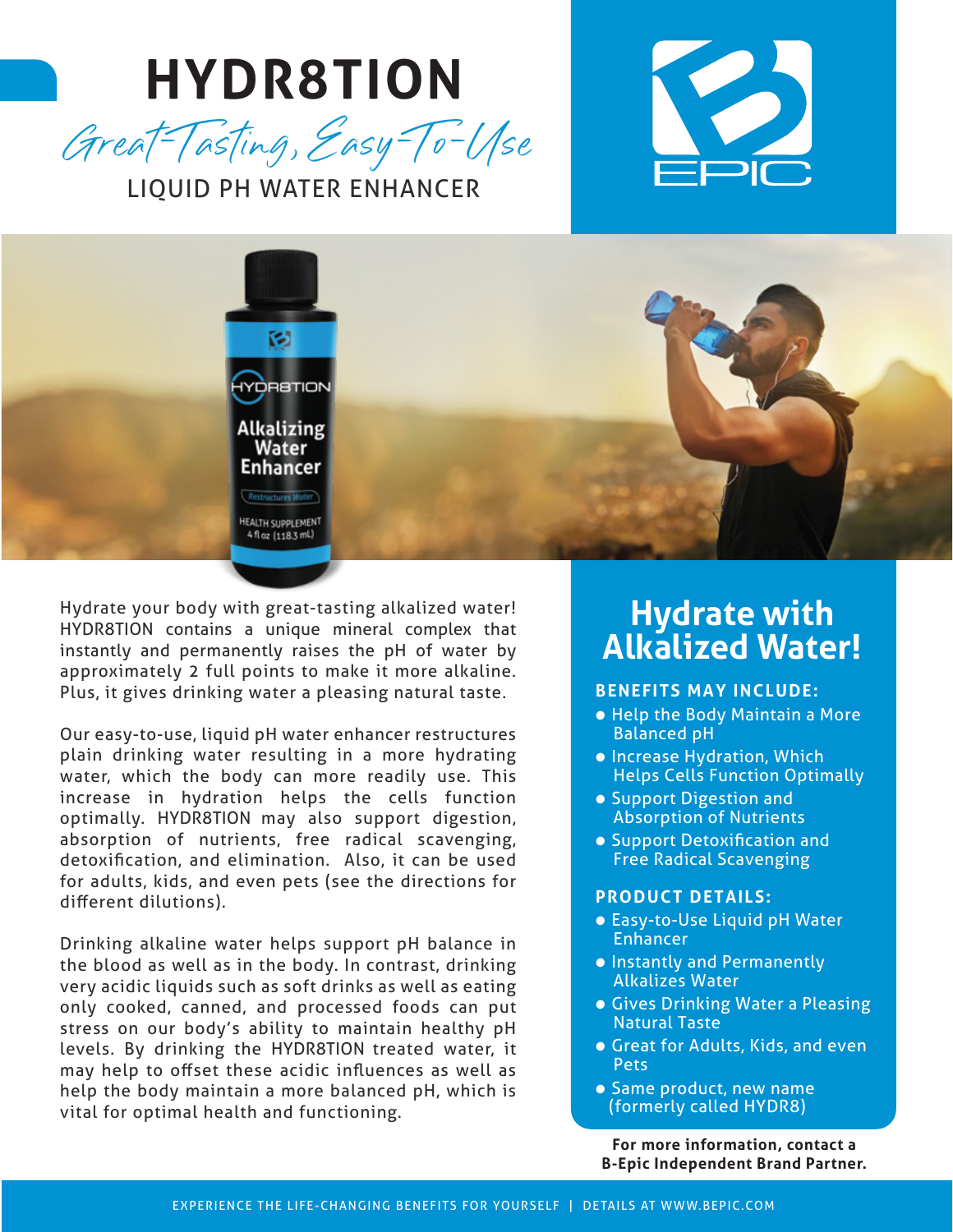# HYDR8TION

*Great-Tasting, Easy-To-Use*

LIQUID PH WATER ENHANCER

Hydrate your body with great-tasting alkalized water! HYDR8TION contains a unique mineral complex that instantly and permanently raises the pH of water by approximately 2 full points to make it more alkaline. Plus, it gives drinking water a pleasing natural taste.

Our easy-to-use, liquid pH water enhancer restructures plain drinking water resulting in a more hydrating water, which the body can more readily use. This increase in hydration helps the cells function optimally. HYDR8TION may also support digestion, absorption of nutrients, free radical scavenging, detoxification, and elimination. Also, it can be used for adults, kids, and even pets (see the directions for different dilutions).

Drinking alkaline water helps support pH balance in the blood as well as in the body. In contrast, drinking very acidic liquids such as soft drinks as well as eating only cooked, canned, and processed foods can put stress on our body's ability to maintain healthy pH levels. By drinking the HYDR8TION treated water, it may help to offset these acidic influences as well as help the body maintain a more balanced pH, which is vital for optimal health and functioning.

## Hydrate with Alkalized Water!

### BENEFITS MAY INCLUDE:

- Help the Body Maintain a More Balanced pH
- Increase Hydration, Which Helps Cells Function Optimally
- Support Digestion and Absorption of Nutrients
- Support Detoxification and Free Radical Scavenging

### PRODUCT DETAILS:

- Easy-to-Use Liquid pH Water Enhancer
- Instantly and Permanently Alkalizes Water
- Gives Drinking Water a Pleasing Natural Taste
- Great for Adults, Kids, and even Pets
- Same product, new name (formerly called HYDR8)

**For more information, contact a B-Epic Independent Brand Partner.**

EXPERIENCE THE LIFE-CHANGING BENEFITS FOR YOURSELF | DETAILS AT WWW.BEPIC.COM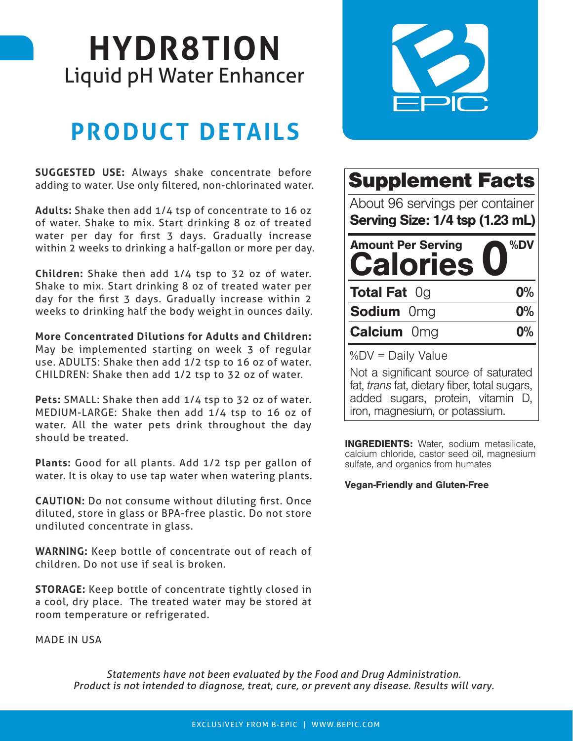# HYDR8TION

Liquid pH Water Enhancer

## PRODUCT DETAILS

**SUGGESTED USE:** Always shake concentrate before adding to water. Use only filtered, non-chlorinated water.

**Adults:** Shake then add 1/4 tsp of concentrate to 16 oz of water. Shake to mix. Start drinking 8 oz of treated water per day for first 3 days. Gradually increase within 2 weeks to drinking a half-gallon or more per day.

**Children:** Shake then add 1/4 tsp to 32 oz of water. Shake to mix. Start drinking 8 oz of treated water per day for the first 3 days. Gradually increase within 2 weeks to drinking half the body weight in ounces daily.

**More Concentrated Dilutions for Adults and Children:** May be implemented starting on week 3 of regular use. ADULTS: Shake then add 1/2 tsp to 16 oz of water. CHILDREN: Shake then add 1/2 tsp to 32 oz of water.

**Pets:** SMALL: Shake then add 1/4 tsp to 32 oz of water. MEDIUM-LARGE: Shake then add 1/4 tsp to 16 oz of water. All the water pets drink throughout the day should be treated.

**Plants:** Good for all plants. Add 1/2 tsp per gallon of water. It is okay to use tap water when watering plants.

**CAUTION:** Do not consume without diluting first. Once diluted, store in glass or BPA-free plastic. Do not store undiluted concentrate in glass.

**WARNING:** Keep bottle of concentrate out of reach of children. Do not use if seal is broken.

**STORAGE:** Keep bottle of concentrate tightly closed in a cool, dry place. The treated water may be stored at room temperature or refrigerated.

MADE IN USA

B EPIC

## Supplement Facts

About 96 servings per container

**Serving Size: 1/4 tsp (1.23 mL)**

| Amount Per Serving | %DV |
|---|---|
| **Calories** 0 | |
| **Total Fat** 0g | **0%** |
| **Sodium** 0mg | **0%** |
| **Calcium** 0mg | **0%** |

%DV = Daily Value

Not a significant source of saturated fat, *trans* fat, dietary fiber, total sugars, added sugars, protein, vitamin D, iron, magnesium, or potassium.

**INGREDIENTS:** Water, sodium metasilicate, calcium chloride, castor seed oil, magnesium sulfate, and organics from humates

**Vegan-Friendly and Gluten-Free**

*Statements have not been evaluated by the Food and Drug Administration. Product is not intended to diagnose, treat, cure, or prevent any disease. Results will vary.*

EXCLUSIVELY FROM B-EPIC | WWW.BEPIC.COM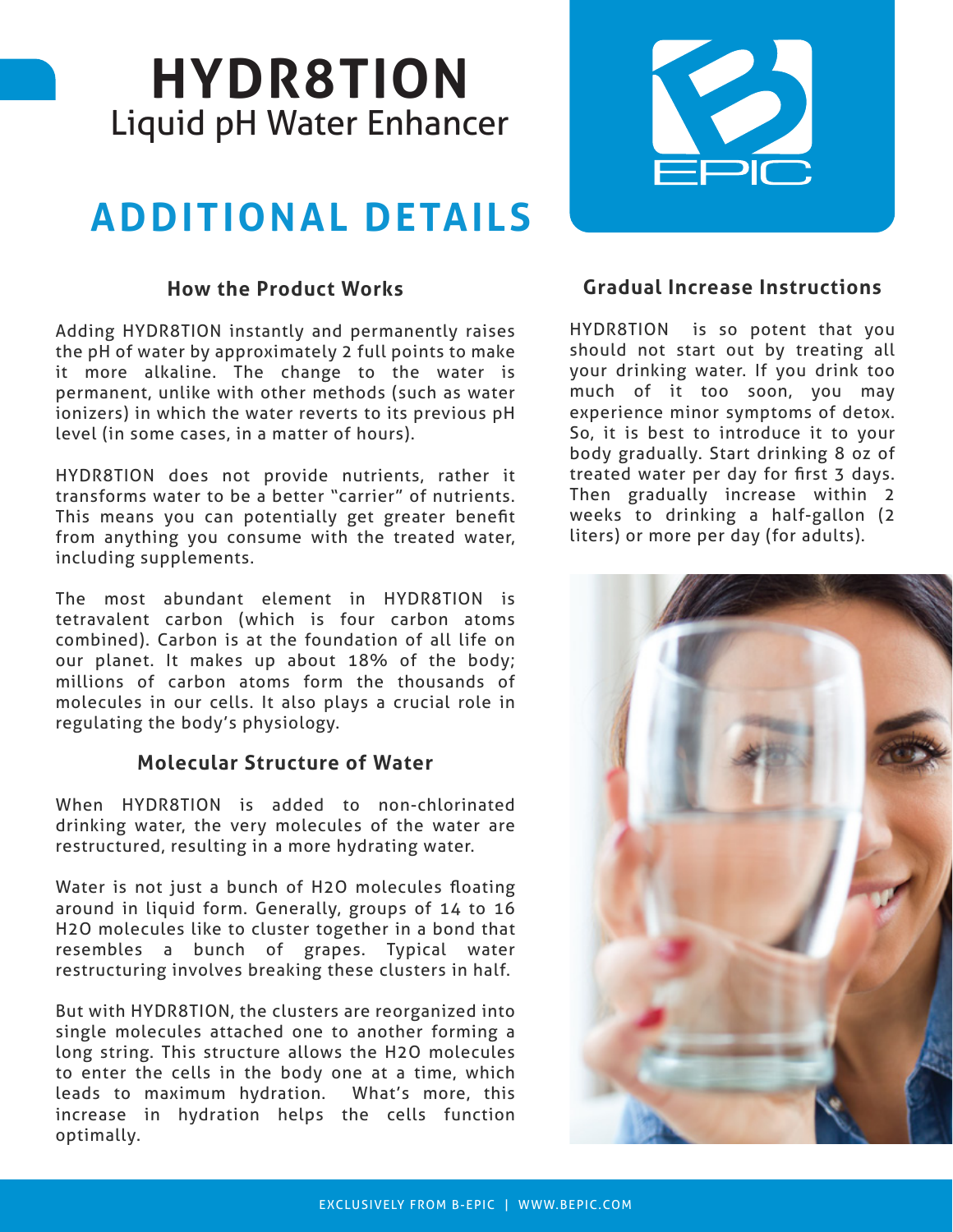# HYDR8TION

Liquid pH Water Enhancer

## ADDITIONAL DETAILS

### How the Product Works

Adding HYDR8TION instantly and permanently raises the pH of water by approximately 2 full points to make it more alkaline. The change to the water is permanent, unlike with other methods (such as water ionizers) in which the water reverts to its previous pH level (in some cases, in a matter of hours).

HYDR8TION does not provide nutrients, rather it transforms water to be a better "carrier" of nutrients. This means you can potentially get greater benefit from anything you consume with the treated water, including supplements.

The most abundant element in HYDR8TION is tetravalent carbon (which is four carbon atoms combined). Carbon is at the foundation of all life on our planet. It makes up about 18% of the body; millions of carbon atoms form the thousands of molecules in our cells. It also plays a crucial role in regulating the body's physiology.

### Molecular Structure of Water

When HYDR8TION is added to non-chlorinated drinking water, the very molecules of the water are restructured, resulting in a more hydrating water.

Water is not just a bunch of H2O molecules floating around in liquid form. Generally, groups of 14 to 16 H2O molecules like to cluster together in a bond that resembles a bunch of grapes. Typical water restructuring involves breaking these clusters in half.

But with HYDR8TION, the clusters are reorganized into single molecules attached one to another forming a long string. This structure allows the H2O molecules to enter the cells in the body one at a time, which leads to maximum hydration. What's more, this increase in hydration helps the cells function optimally.

### Gradual Increase Instructions

HYDR8TION is so potent that you should not start out by treating all your drinking water. If you drink too much of it too soon, you may experience minor symptoms of detox. So, it is best to introduce it to your body gradually. Start drinking 8 oz of treated water per day for first 3 days. Then gradually increase within 2 weeks to drinking a half-gallon (2 liters) or more per day (for adults).

EXCLUSIVELY FROM B-EPIC | WWW.BEPIC.COM